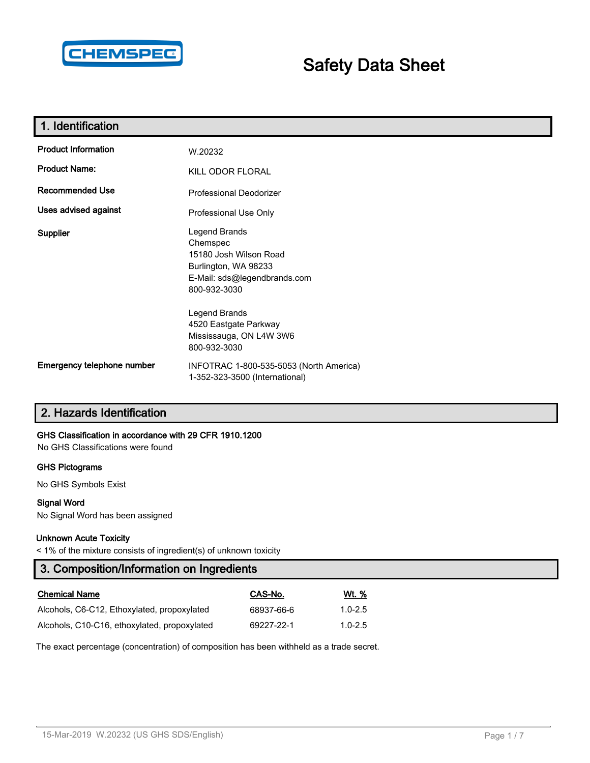# Safety Data Sheet

## 1. Identification

| | |
|---|---|
| **Product Information** | W.20232 |
| **Product Name:** | KILL ODOR FLORAL |
| **Recommended Use** | Professional Deodorizer |
| **Uses advised against** | Professional Use Only |
| **Supplier** | Legend Brands<br>Chemspec<br>15180 Josh Wilson Road<br>Burlington, WA 98233<br>E-Mail: sds@legendbrands.com<br>800-932-3030<br><br>Legend Brands<br>4520 Eastgate Parkway<br>Mississauga, ON L4W 3W6<br>800-932-3030 |
| **Emergency telephone number** | INFOTRAC 1-800-535-5053 (North America)<br>1-352-323-3500 (International) |

## 2. Hazards Identification

**GHS Classification in accordance with 29 CFR 1910.1200**

No GHS Classifications were found

**GHS Pictograms**

No GHS Symbols Exist

**Signal Word**

No Signal Word has been assigned

**Unknown Acute Toxicity**

< 1% of the mixture consists of ingredient(s) of unknown toxicity

## 3. Composition/Information on Ingredients

| Chemical Name | CAS-No. | Wt. % |
|---|---|---|
| Alcohols, C6-C12, Ethoxylated, propoxylated | 68937-66-6 | 1.0-2.5 |
| Alcohols, C10-C16, ethoxylated, propoxylated | 69227-22-1 | 1.0-2.5 |

The exact percentage (concentration) of composition has been withheld as a trade secret.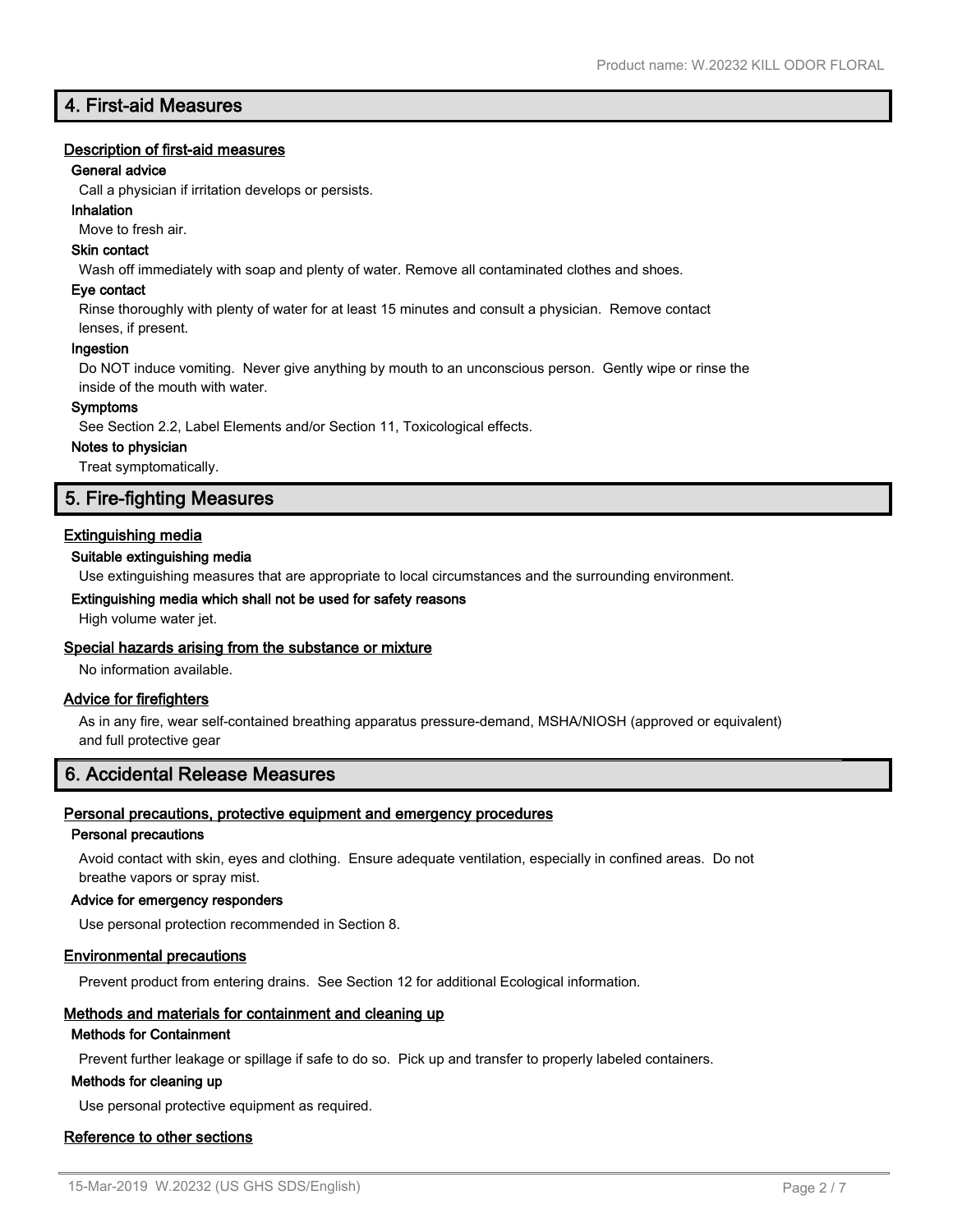## 4. First-aid Measures

### Description of first-aid measures

**General advice**

Call a physician if irritation develops or persists.

**Inhalation**

Move to fresh air.

**Skin contact**

Wash off immediately with soap and plenty of water. Remove all contaminated clothes and shoes.

**Eye contact**

Rinse thoroughly with plenty of water for at least 15 minutes and consult a physician. Remove contact lenses, if present.

**Ingestion**

Do NOT induce vomiting. Never give anything by mouth to an unconscious person. Gently wipe or rinse the inside of the mouth with water.

**Symptoms**

See Section 2.2, Label Elements and/or Section 11, Toxicological effects.

**Notes to physician**

Treat symptomatically.

## 5. Fire-fighting Measures

### Extinguishing media

**Suitable extinguishing media**

Use extinguishing measures that are appropriate to local circumstances and the surrounding environment.

**Extinguishing media which shall not be used for safety reasons**

High volume water jet.

### Special hazards arising from the substance or mixture

No information available.

### Advice for firefighters

As in any fire, wear self-contained breathing apparatus pressure-demand, MSHA/NIOSH (approved or equivalent) and full protective gear

## 6. Accidental Release Measures

### Personal precautions, protective equipment and emergency procedures

**Personal precautions**

Avoid contact with skin, eyes and clothing. Ensure adequate ventilation, especially in confined areas. Do not breathe vapors or spray mist.

**Advice for emergency responders**

Use personal protection recommended in Section 8.

### Environmental precautions

Prevent product from entering drains. See Section 12 for additional Ecological information.

### Methods and materials for containment and cleaning up

**Methods for Containment**

Prevent further leakage or spillage if safe to do so. Pick up and transfer to properly labeled containers.

**Methods for cleaning up**

Use personal protective equipment as required.

### Reference to other sections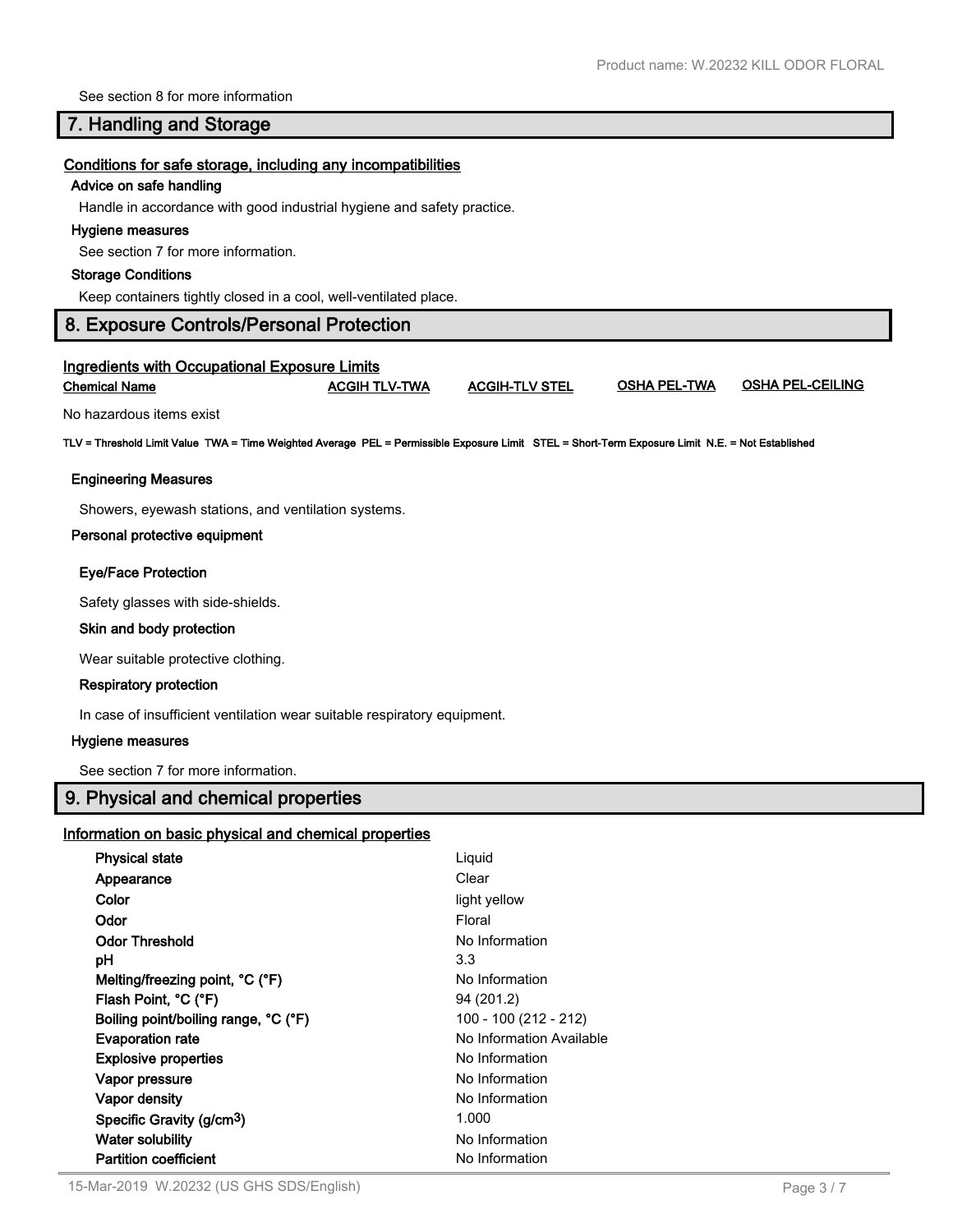See section 8 for more information

## 7. Handling and Storage

**Conditions for safe storage, including any incompatibilities**

**Advice on safe handling**

Handle in accordance with good industrial hygiene and safety practice.

**Hygiene measures**

See section 7 for more information.

**Storage Conditions**

Keep containers tightly closed in a cool, well-ventilated place.

## 8. Exposure Controls/Personal Protection

**Ingredients with Occupational Exposure Limits**

| Chemical Name | ACGIH TLV-TWA | ACGIH-TLV STEL | OSHA PEL-TWA | OSHA PEL-CEILING |
|---|---|---|---|---|
| No hazardous items exist | | | | |

**TLV = Threshold Limit Value TWA = Time Weighted Average PEL = Permissible Exposure Limit STEL = Short-Term Exposure Limit N.E. = Not Established**

**Engineering Measures**

Showers, eyewash stations, and ventilation systems.

**Personal protective equipment**

**Eye/Face Protection**

Safety glasses with side-shields.

**Skin and body protection**

Wear suitable protective clothing.

**Respiratory protection**

In case of insufficient ventilation wear suitable respiratory equipment.

**Hygiene measures**

See section 7 for more information.

## 9. Physical and chemical properties

**Information on basic physical and chemical properties**

| Property | Value |
|---|---|
| **Physical state** | Liquid |
| **Appearance** | Clear |
| **Color** | light yellow |
| **Odor** | Floral |
| **Odor Threshold** | No Information |
| **pH** | 3.3 |
| **Melting/freezing point, °C (°F)** | No Information |
| **Flash Point, °C (°F)** | 94 (201.2) |
| **Boiling point/boiling range, °C (°F)** | 100 - 100 (212 - 212) |
| **Evaporation rate** | No Information Available |
| **Explosive properties** | No Information |
| **Vapor pressure** | No Information |
| **Vapor density** | No Information |
| **Specific Gravity (g/cm$^3$)** | 1.000 |
| **Water solubility** | No Information |
| **Partition coefficient** | No Information |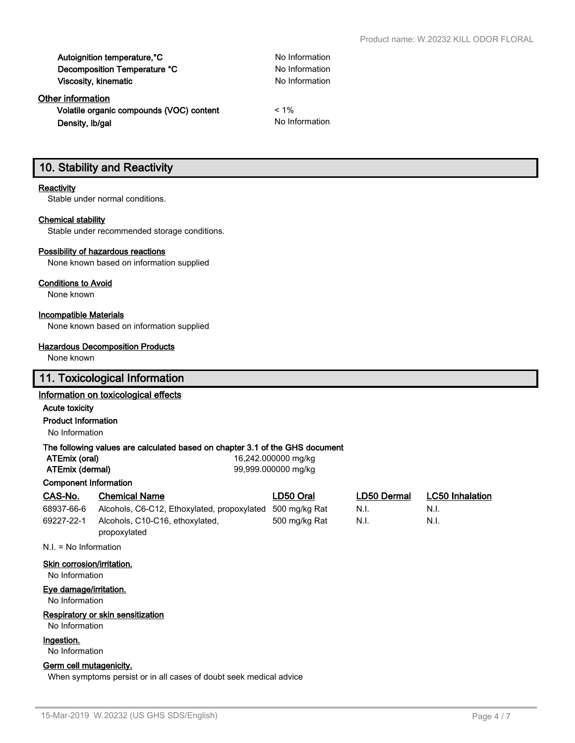| | |
|---|---|
| **Autoignition temperature,°C** | No Information |
| **Decomposition Temperature °C** | No Information |
| **Viscosity, kinematic** | No Information |

**Other information**

| | |
|---|---|
| **Volatile organic compounds (VOC) content** | < 1% |
| **Density, lb/gal** | No Information |

## 10. Stability and Reactivity

**Reactivity**

Stable under normal conditions.

**Chemical stability**

Stable under recommended storage conditions.

**Possibility of hazardous reactions**

None known based on information supplied

**Conditions to Avoid**

None known

**Incompatible Materials**

None known based on information supplied

**Hazardous Decomposition Products**

None known

## 11. Toxicological Information

**Information on toxicological effects**

**Acute toxicity**

**Product Information**

No Information

**The following values are calculated based on chapter 3.1 of the GHS document**

| | |
|---|---|
| **ATEmix (oral)** | 16,242.000000 mg/kg |
| **ATEmix (dermal)** | 99,999.000000 mg/kg |

**Component Information**

| CAS-No. | Chemical Name | LD50 Oral | LD50 Dermal | LC50 Inhalation |
|---|---|---|---|---|
| 68937-66-6 | Alcohols, C6-C12, Ethoxylated, propoxylated | 500 mg/kg Rat | N.I. | N.I. |
| 69227-22-1 | Alcohols, C10-C16, ethoxylated, propoxylated | 500 mg/kg Rat | N.I. | N.I. |

N.I. = No Information

**Skin corrosion/irritation.**

No Information

**Eye damage/irritation.**

No Information

**Respiratory or skin sensitization**

No Information

**Ingestion.**

No Information

**Germ cell mutagenicity.**

When symptoms persist or in all cases of doubt seek medical advice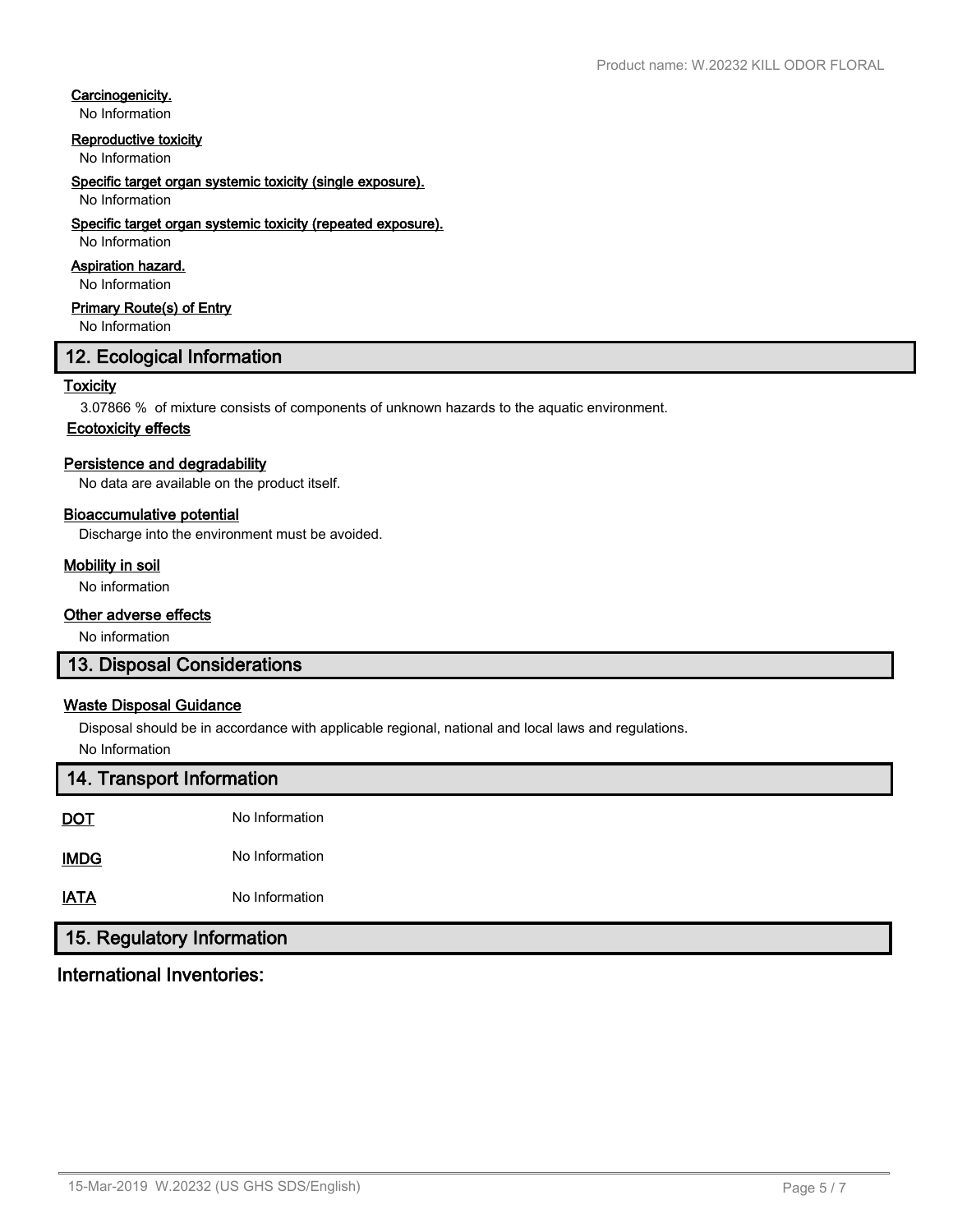**Carcinogenicity.**

No Information

**Reproductive toxicity**

No Information

**Specific target organ systemic toxicity (single exposure).**

No Information

**Specific target organ systemic toxicity (repeated exposure).**

No Information

**Aspiration hazard.**

No Information

**Primary Route(s) of Entry**

No Information

## 12. Ecological Information

**Toxicity**

3.07866 % of mixture consists of components of unknown hazards to the aquatic environment.

**Ecotoxicity effects**

**Persistence and degradability**

No data are available on the product itself.

**Bioaccumulative potential**

Discharge into the environment must be avoided.

**Mobility in soil**

No information

**Other adverse effects**

No information

## 13. Disposal Considerations

**Waste Disposal Guidance**

Disposal should be in accordance with applicable regional, national and local laws and regulations.

No Information

## 14. Transport Information

| | |
|---|---|
| **DOT** | No Information |
| **IMDG** | No Information |
| **IATA** | No Information |

## 15. Regulatory Information

### International Inventories: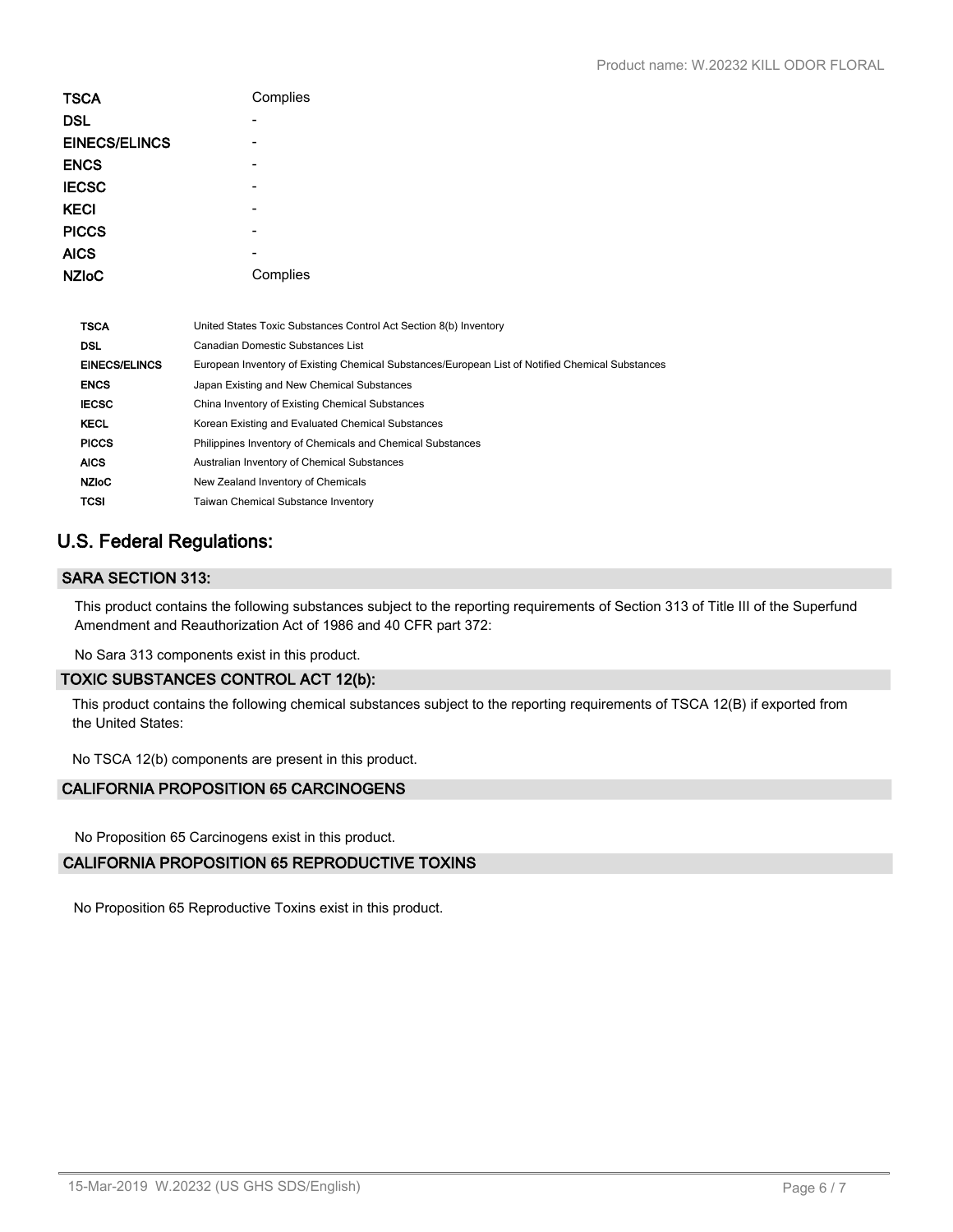| | |
|---|---|
| **TSCA** | Complies |
| **DSL** | - |
| **EINECS/ELINCS** | - |
| **ENCS** | - |
| **IECSC** | - |
| **KECI** | - |
| **PICCS** | - |
| **AICS** | - |
| **NZIoC** | Complies |

| | |
|---|---|
| **TSCA** | United States Toxic Substances Control Act Section 8(b) Inventory |
| **DSL** | Canadian Domestic Substances List |
| **EINECS/ELINCS** | European Inventory of Existing Chemical Substances/European List of Notified Chemical Substances |
| **ENCS** | Japan Existing and New Chemical Substances |
| **IECSC** | China Inventory of Existing Chemical Substances |
| **KECL** | Korean Existing and Evaluated Chemical Substances |
| **PICCS** | Philippines Inventory of Chemicals and Chemical Substances |
| **AICS** | Australian Inventory of Chemical Substances |
| **NZIoC** | New Zealand Inventory of Chemicals |
| **TCSI** | Taiwan Chemical Substance Inventory |

## U.S. Federal Regulations:

### SARA SECTION 313:

This product contains the following substances subject to the reporting requirements of Section 313 of Title III of the Superfund Amendment and Reauthorization Act of 1986 and 40 CFR part 372:

No Sara 313 components exist in this product.

### TOXIC SUBSTANCES CONTROL ACT 12(b):

This product contains the following chemical substances subject to the reporting requirements of TSCA 12(B) if exported from the United States:

No TSCA 12(b) components are present in this product.

### CALIFORNIA PROPOSITION 65 CARCINOGENS

No Proposition 65 Carcinogens exist in this product.

### CALIFORNIA PROPOSITION 65 REPRODUCTIVE TOXINS

No Proposition 65 Reproductive Toxins exist in this product.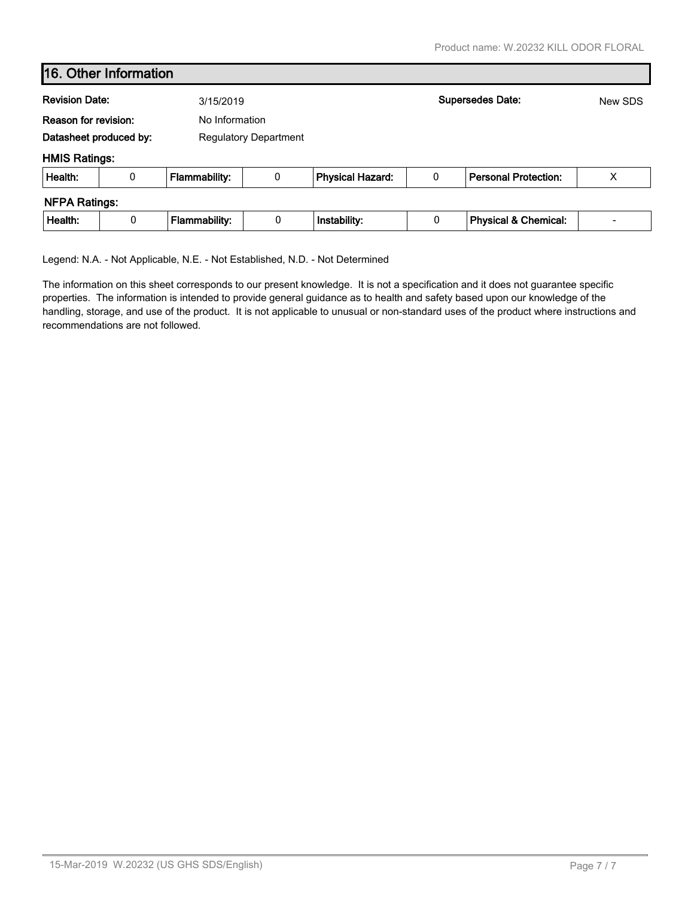## 16. Other Information

**Revision Date:** 3/15/2019 **Supersedes Date:** New SDS

**Reason for revision:** No Information

**Datasheet produced by:** Regulatory Department

**HMIS Ratings:**

| | | | | | | | |
|---|---|---|---|---|---|---|---|
| **Health:** | 0 | **Flammability:** | 0 | **Physical Hazard:** | 0 | **Personal Protection:** | X |

**NFPA Ratings:**

| | | | | | | | |
|---|---|---|---|---|---|---|---|
| **Health:** | 0 | **Flammability:** | 0 | **Instability:** | 0 | **Physical & Chemical:** | - |

Legend: N.A. - Not Applicable, N.E. - Not Established, N.D. - Not Determined

The information on this sheet corresponds to our present knowledge. It is not a specification and it does not guarantee specific properties. The information is intended to provide general guidance as to health and safety based upon our knowledge of the handling, storage, and use of the product. It is not applicable to unusual or non-standard uses of the product where instructions and recommendations are not followed.